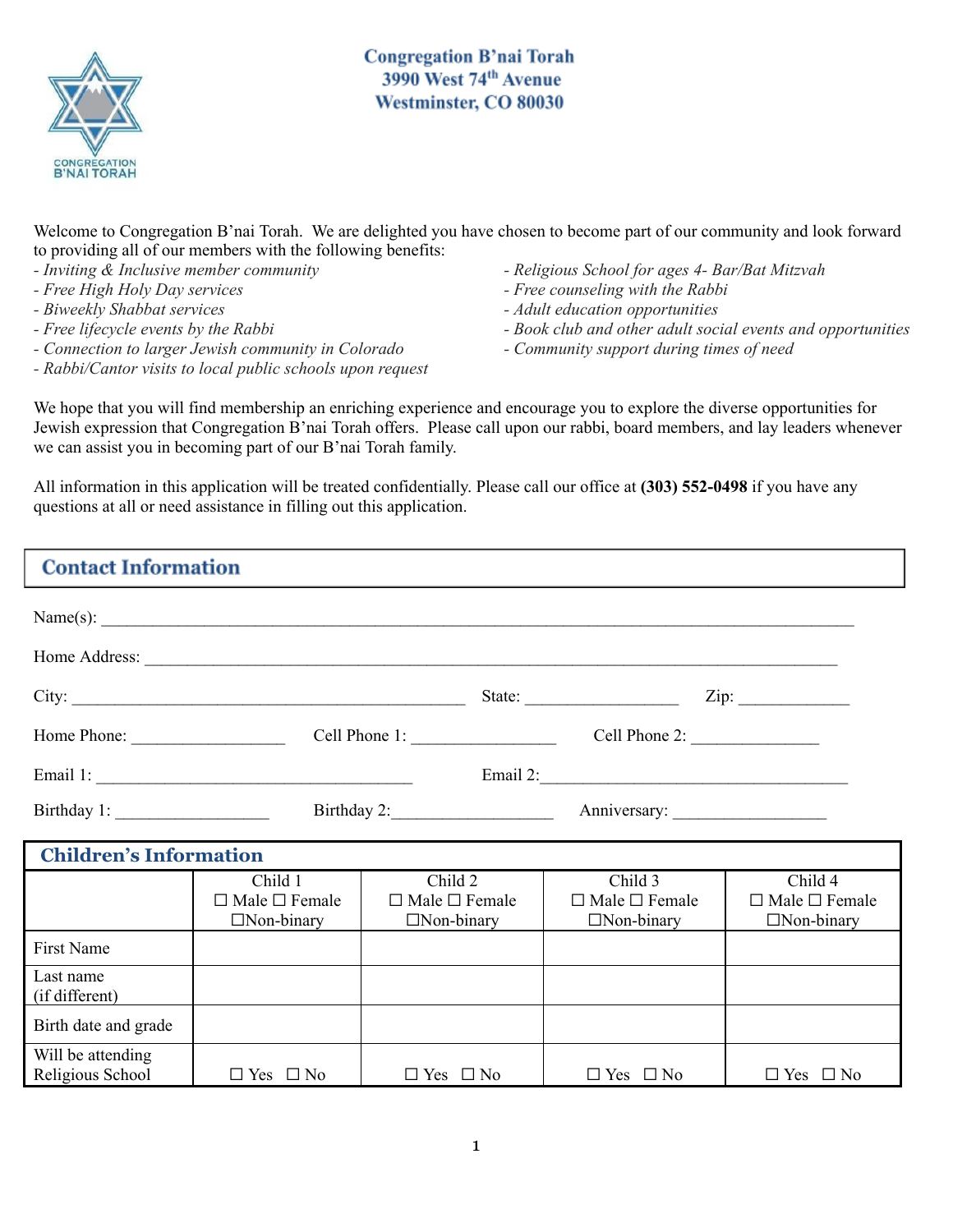# Congregation B'nai Torah
3990 West 74th Avenue
Westminster, CO 80030

CONGREGATION B'NAI TORAH

Welcome to Congregation B'nai Torah. We are delighted you have chosen to become part of our community and look forward to providing all of our members with the following benefits:

- *Inviting & Inclusive member community*
- *Free High Holy Day services*
- *Biweekly Shabbat services*
- *Free lifecycle events by the Rabbi*
- *Connection to larger Jewish community in Colorado*
- *Rabbi/Cantor visits to local public schools upon request*
- *Religious School for ages 4- Bar/Bat Mitzvah*
- *Free counseling with the Rabbi*
- *Adult education opportunities*
- *Book club and other adult social events and opportunities*
- *Community support during times of need*

We hope that you will find membership an enriching experience and encourage you to explore the diverse opportunities for Jewish expression that Congregation B'nai Torah offers. Please call upon our rabbi, board members, and lay leaders whenever we can assist you in becoming part of our B'nai Torah family.

All information in this application will be treated confidentially. Please call our office at **(303) 552-0498** if you have any questions at all or need assistance in filling out this application.

## Contact Information

Name(s): ______________________________________________

Home Address: ______________________________________________

City: ______________________ State: ____________ Zip: __________

Home Phone: ____________ Cell Phone 1: ____________ Cell Phone 2: ____________

Email 1: ______________________ Email 2: ______________________

Birthday 1: ____________ Birthday 2: ____________ Anniversary: ____________

## Children's Information

| | Child 1 ☐ Male ☐ Female ☐Non-binary | Child 2 ☐ Male ☐ Female ☐Non-binary | Child 3 ☐ Male ☐ Female ☐Non-binary | Child 4 ☐ Male ☐ Female ☐Non-binary |
|---|---|---|---|---|
| First Name | | | | |
| Last name (if different) | | | | |
| Birth date and grade | | | | |
| Will be attending Religious School | ☐ Yes ☐ No | ☐ Yes ☐ No | ☐ Yes ☐ No | ☐ Yes ☐ No |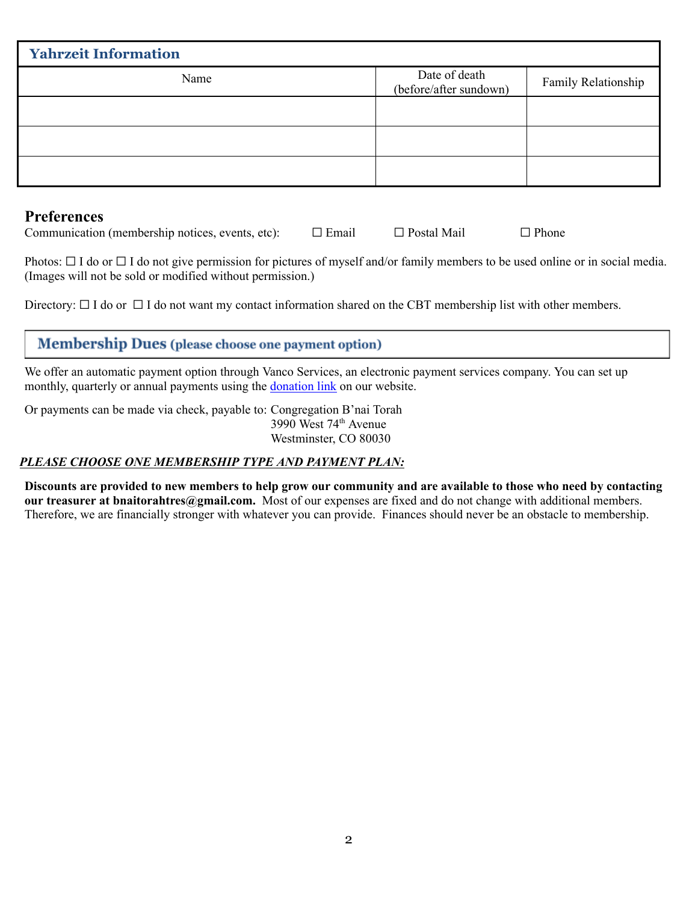## Yahrzeit Information

| Name | Date of death (before/after sundown) | Family Relationship |
|---|---|---|
| | | |
| | | |
| | | |

## Preferences

Communication (membership notices, events, etc): ☐ Email ☐ Postal Mail ☐ Phone

Photos: ☐ I do or ☐ I do not give permission for pictures of myself and/or family members to be used online or in social media. (Images will not be sold or modified without permission.)

Directory: ☐ I do or ☐ I do not want my contact information shared on the CBT membership list with other members.

## Membership Dues (please choose one payment option)

We offer an automatic payment option through Vanco Services, an electronic payment services company. You can set up monthly, quarterly or annual payments using the donation link on our website.

Or payments can be made via check, payable to: Congregation B'nai Torah
3990 West 74th Avenue
Westminster, CO 80030

***PLEASE CHOOSE ONE MEMBERSHIP TYPE AND PAYMENT PLAN:***

**Discounts are provided to new members to help grow our community and are available to those who need by contacting our treasurer at bnaitorahtres@gmail.com.** Most of our expenses are fixed and do not change with additional members. Therefore, we are financially stronger with whatever you can provide. Finances should never be an obstacle to membership.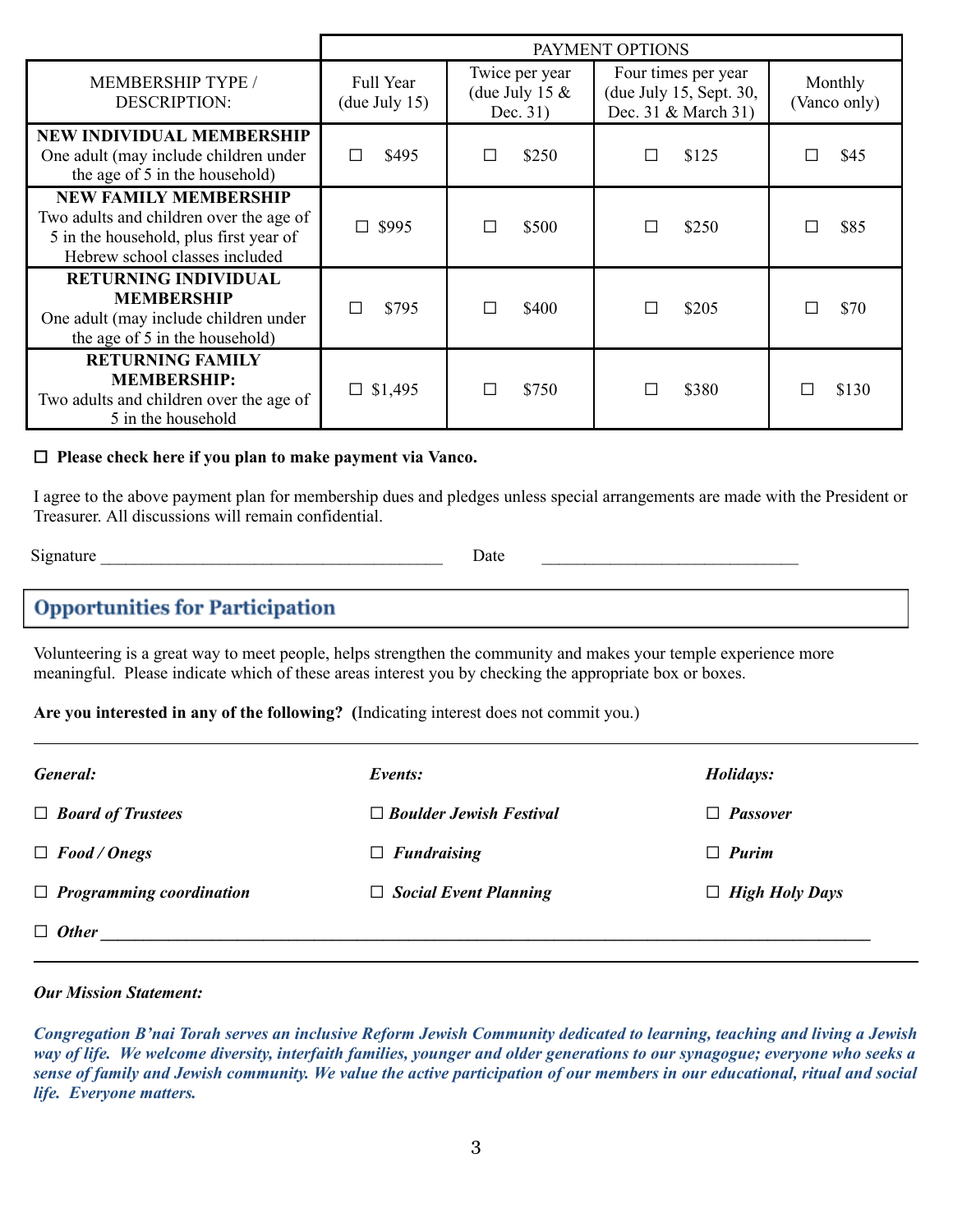| MEMBERSHIP TYPE / DESCRIPTION: | PAYMENT OPTIONS | | | |
|---|---|---|---|---|
| | Full Year (due July 15) | Twice per year (due July 15 & Dec. 31) | Four times per year (due July 15, Sept. 30, Dec. 31 & March 31) | Monthly (Vanco only) |
| **NEW INDIVIDUAL MEMBERSHIP** One adult (may include children under the age of 5 in the household) | ☐ $495 | ☐ $250 | ☐ $125 | ☐ $45 |
| **NEW FAMILY MEMBERSHIP** Two adults and children over the age of 5 in the household, plus first year of Hebrew school classes included | ☐ $995 | ☐ $500 | ☐ $250 | ☐ $85 |
| **RETURNING INDIVIDUAL MEMBERSHIP** One adult (may include children under the age of 5 in the household) | ☐ $795 | ☐ $400 | ☐ $205 | ☐ $70 |
| **RETURNING FAMILY MEMBERSHIP:** Two adults and children over the age of 5 in the household | ☐ $1,495 | ☐ $750 | ☐ $380 | ☐ $130 |

☐ **Please check here if you plan to make payment via Vanco.**

I agree to the above payment plan for membership dues and pledges unless special arrangements are made with the President or Treasurer. All discussions will remain confidential.

Signature ________________________________________ Date ______________________________

## Opportunities for Participation

Volunteering is a great way to meet people, helps strengthen the community and makes your temple experience more meaningful. Please indicate which of these areas interest you by checking the appropriate box or boxes.

**Are you interested in any of the following? (**Indicating interest does not commit you.)

| ***General:*** | ***Events:*** | ***Holidays:*** |
|---|---|---|
| ☐ ***Board of Trustees*** | ☐ ***Boulder Jewish Festival*** | ☐ ***Passover*** |
| ☐ ***Food / Onegs*** | ☐ ***Fundraising*** | ☐ ***Purim*** |
| ☐ ***Programming coordination*** | ☐ ***Social Event Planning*** | ☐ ***High Holy Days*** |

☐ ***Other*** ____________________________________________________________________________

***Our Mission Statement:***

***Congregation B'nai Torah serves an inclusive Reform Jewish Community dedicated to learning, teaching and living a Jewish way of life. We welcome diversity, interfaith families, younger and older generations to our synagogue; everyone who seeks a sense of family and Jewish community. We value the active participation of our members in our educational, ritual and social life. Everyone matters.***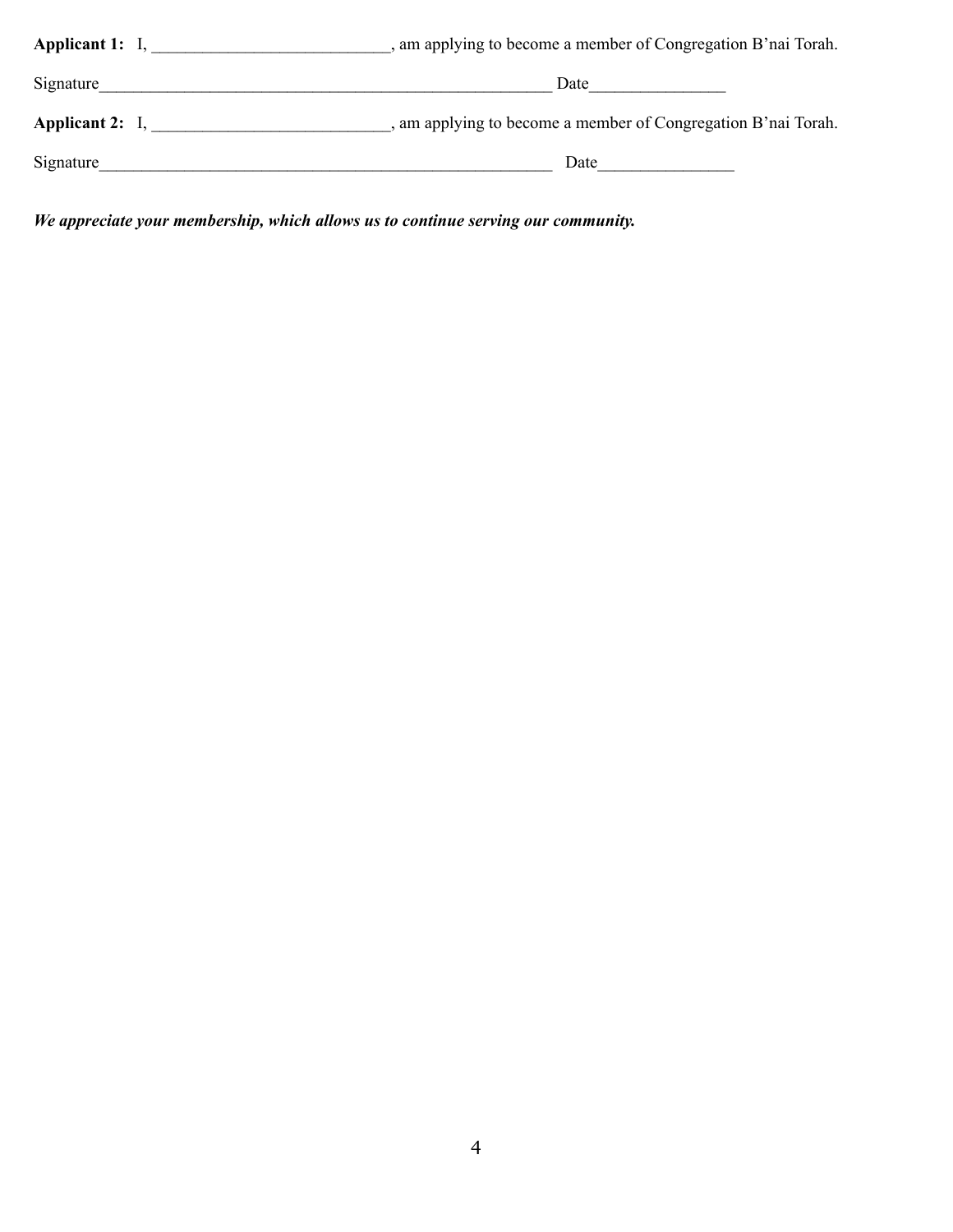**Applicant 1:** I, ____________________________, am applying to become a member of Congregation B'nai Torah.

Signature________________________________________________________ Date________________

**Applicant 2:** I, ____________________________, am applying to become a member of Congregation B'nai Torah.

Signature________________________________________________________ Date________________

***We appreciate your membership, which allows us to continue serving our community.***